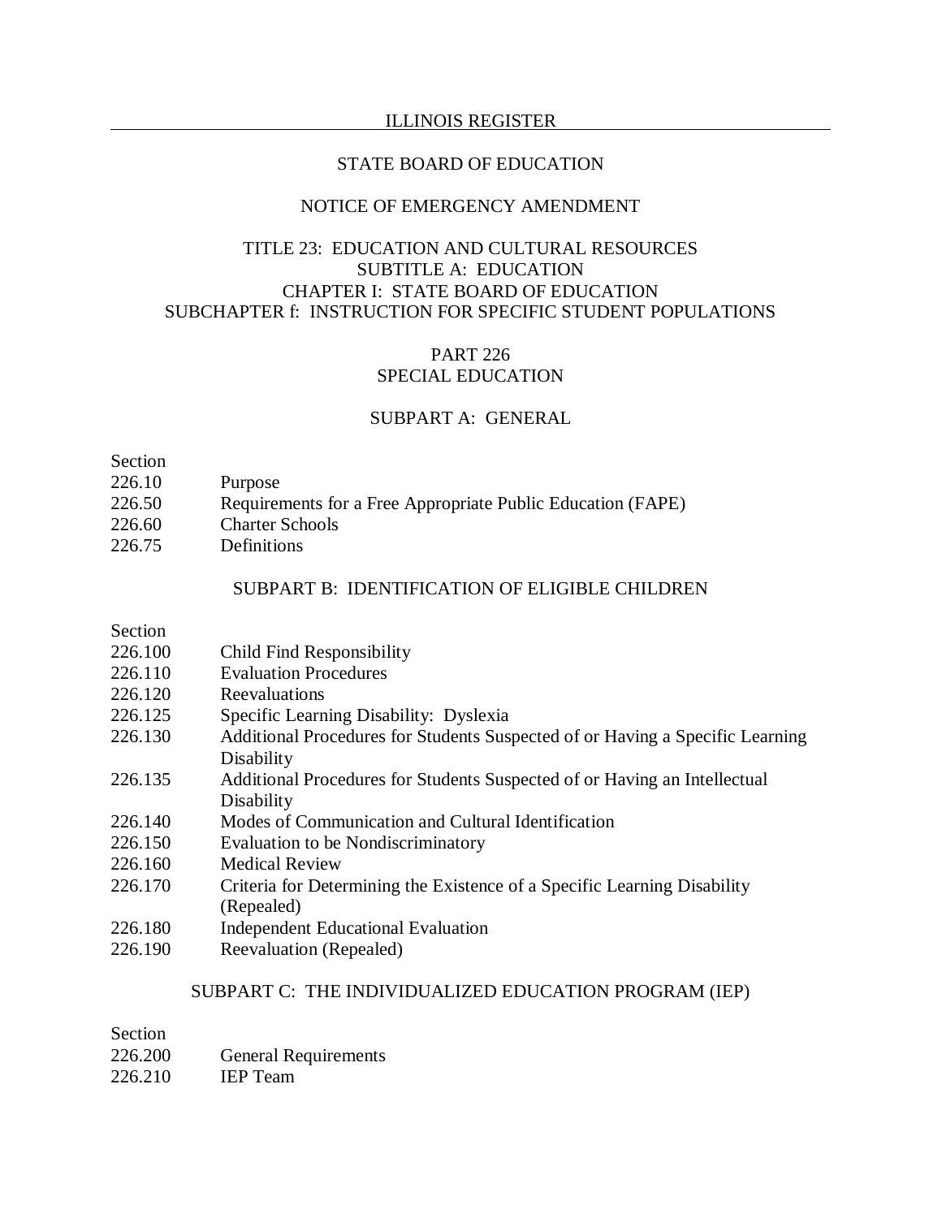STATE BOARD OF EDUCATION

NOTICE OF EMERGENCY AMENDMENT

TITLE 23: EDUCATION AND CULTURAL RESOURCES
SUBTITLE A: EDUCATION
CHAPTER I: STATE BOARD OF EDUCATION
SUBCHAPTER f: INSTRUCTION FOR SPECIFIC STUDENT POPULATIONS

# PART 226
# SPECIAL EDUCATION

## SUBPART A: GENERAL

| Section | |
|---|---|
| 226.10 | Purpose |
| 226.50 | Requirements for a Free Appropriate Public Education (FAPE) |
| 226.60 | Charter Schools |
| 226.75 | Definitions |

## SUBPART B: IDENTIFICATION OF ELIGIBLE CHILDREN

| Section | |
|---|---|
| 226.100 | Child Find Responsibility |
| 226.110 | Evaluation Procedures |
| 226.120 | Reevaluations |
| 226.125 | Specific Learning Disability: Dyslexia |
| 226.130 | Additional Procedures for Students Suspected of or Having a Specific Learning Disability |
| 226.135 | Additional Procedures for Students Suspected of or Having an Intellectual Disability |
| 226.140 | Modes of Communication and Cultural Identification |
| 226.150 | Evaluation to be Nondiscriminatory |
| 226.160 | Medical Review |
| 226.170 | Criteria for Determining the Existence of a Specific Learning Disability (Repealed) |
| 226.180 | Independent Educational Evaluation |
| 226.190 | Reevaluation (Repealed) |

## SUBPART C: THE INDIVIDUALIZED EDUCATION PROGRAM (IEP)

| Section | |
|---|---|
| 226.200 | General Requirements |
| 226.210 | IEP Team |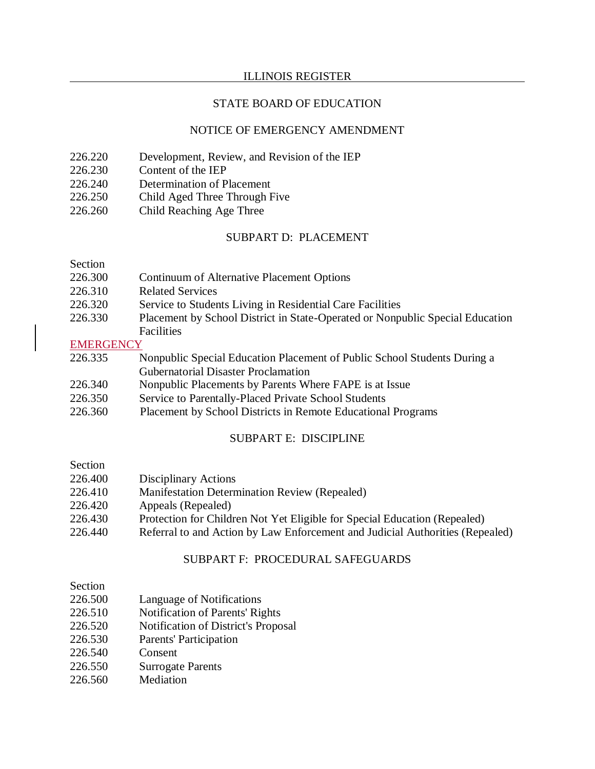STATE BOARD OF EDUCATION

NOTICE OF EMERGENCY AMENDMENT

226.220 Development, Review, and Revision of the IEP
226.230 Content of the IEP
226.240 Determination of Placement
226.250 Child Aged Three Through Five
226.260 Child Reaching Age Three

SUBPART D: PLACEMENT

Section
226.300 Continuum of Alternative Placement Options
226.310 Related Services
226.320 Service to Students Living in Residential Care Facilities
226.330 Placement by School District in State-Operated or Nonpublic Special Education Facilities
EMERGENCY
226.335 Nonpublic Special Education Placement of Public School Students During a Gubernatorial Disaster Proclamation
226.340 Nonpublic Placements by Parents Where FAPE is at Issue
226.350 Service to Parentally-Placed Private School Students
226.360 Placement by School Districts in Remote Educational Programs

SUBPART E: DISCIPLINE

Section
226.400 Disciplinary Actions
226.410 Manifestation Determination Review (Repealed)
226.420 Appeals (Repealed)
226.430 Protection for Children Not Yet Eligible for Special Education (Repealed)
226.440 Referral to and Action by Law Enforcement and Judicial Authorities (Repealed)

SUBPART F: PROCEDURAL SAFEGUARDS

Section
226.500 Language of Notifications
226.510 Notification of Parents' Rights
226.520 Notification of District's Proposal
226.530 Parents' Participation
226.540 Consent
226.550 Surrogate Parents
226.560 Mediation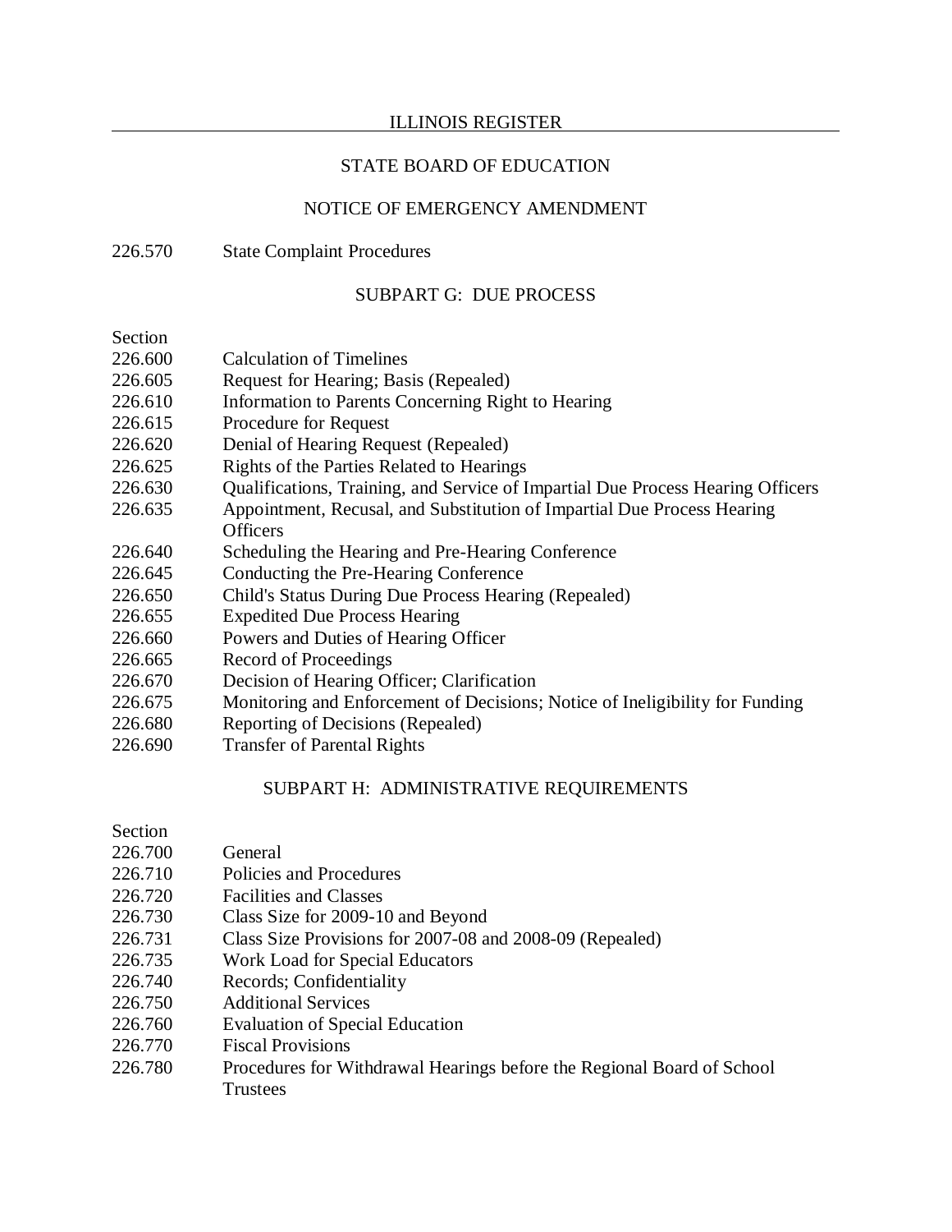ILLINOIS REGISTER

STATE BOARD OF EDUCATION

NOTICE OF EMERGENCY AMENDMENT

226.570 State Complaint Procedures

SUBPART G: DUE PROCESS

Section
226.600 Calculation of Timelines
226.605 Request for Hearing; Basis (Repealed)
226.610 Information to Parents Concerning Right to Hearing
226.615 Procedure for Request
226.620 Denial of Hearing Request (Repealed)
226.625 Rights of the Parties Related to Hearings
226.630 Qualifications, Training, and Service of Impartial Due Process Hearing Officers
226.635 Appointment, Recusal, and Substitution of Impartial Due Process Hearing Officers
226.640 Scheduling the Hearing and Pre-Hearing Conference
226.645 Conducting the Pre-Hearing Conference
226.650 Child's Status During Due Process Hearing (Repealed)
226.655 Expedited Due Process Hearing
226.660 Powers and Duties of Hearing Officer
226.665 Record of Proceedings
226.670 Decision of Hearing Officer; Clarification
226.675 Monitoring and Enforcement of Decisions; Notice of Ineligibility for Funding
226.680 Reporting of Decisions (Repealed)
226.690 Transfer of Parental Rights

SUBPART H: ADMINISTRATIVE REQUIREMENTS

Section
226.700 General
226.710 Policies and Procedures
226.720 Facilities and Classes
226.730 Class Size for 2009-10 and Beyond
226.731 Class Size Provisions for 2007-08 and 2008-09 (Repealed)
226.735 Work Load for Special Educators
226.740 Records; Confidentiality
226.750 Additional Services
226.760 Evaluation of Special Education
226.770 Fiscal Provisions
226.780 Procedures for Withdrawal Hearings before the Regional Board of School Trustees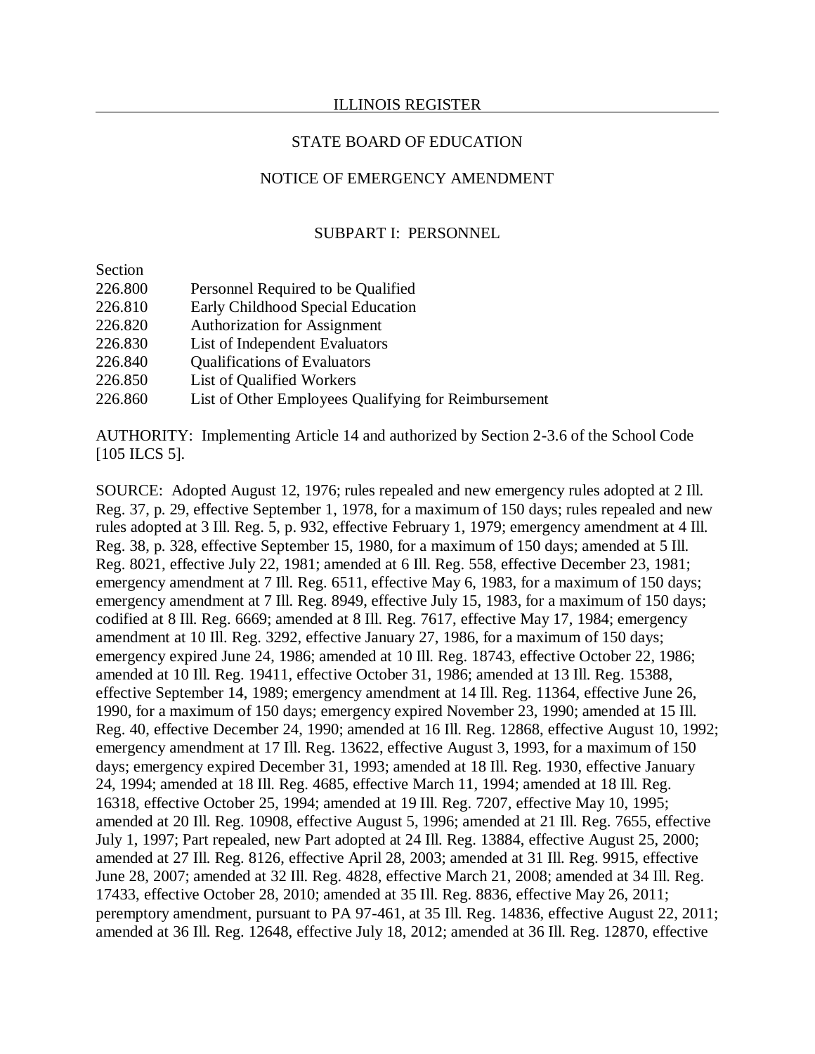STATE BOARD OF EDUCATION

NOTICE OF EMERGENCY AMENDMENT

SUBPART I: PERSONNEL

Section
226.800 Personnel Required to be Qualified
226.810 Early Childhood Special Education
226.820 Authorization for Assignment
226.830 List of Independent Evaluators
226.840 Qualifications of Evaluators
226.850 List of Qualified Workers
226.860 List of Other Employees Qualifying for Reimbursement

AUTHORITY: Implementing Article 14 and authorized by Section 2-3.6 of the School Code [105 ILCS 5].

SOURCE: Adopted August 12, 1976; rules repealed and new emergency rules adopted at 2 Ill. Reg. 37, p. 29, effective September 1, 1978, for a maximum of 150 days; rules repealed and new rules adopted at 3 Ill. Reg. 5, p. 932, effective February 1, 1979; emergency amendment at 4 Ill. Reg. 38, p. 328, effective September 15, 1980, for a maximum of 150 days; amended at 5 Ill. Reg. 8021, effective July 22, 1981; amended at 6 Ill. Reg. 558, effective December 23, 1981; emergency amendment at 7 Ill. Reg. 6511, effective May 6, 1983, for a maximum of 150 days; emergency amendment at 7 Ill. Reg. 8949, effective July 15, 1983, for a maximum of 150 days; codified at 8 Ill. Reg. 6669; amended at 8 Ill. Reg. 7617, effective May 17, 1984; emergency amendment at 10 Ill. Reg. 3292, effective January 27, 1986, for a maximum of 150 days; emergency expired June 24, 1986; amended at 10 Ill. Reg. 18743, effective October 22, 1986; amended at 10 Ill. Reg. 19411, effective October 31, 1986; amended at 13 Ill. Reg. 15388, effective September 14, 1989; emergency amendment at 14 Ill. Reg. 11364, effective June 26, 1990, for a maximum of 150 days; emergency expired November 23, 1990; amended at 15 Ill. Reg. 40, effective December 24, 1990; amended at 16 Ill. Reg. 12868, effective August 10, 1992; emergency amendment at 17 Ill. Reg. 13622, effective August 3, 1993, for a maximum of 150 days; emergency expired December 31, 1993; amended at 18 Ill. Reg. 1930, effective January 24, 1994; amended at 18 Ill. Reg. 4685, effective March 11, 1994; amended at 18 Ill. Reg. 16318, effective October 25, 1994; amended at 19 Ill. Reg. 7207, effective May 10, 1995; amended at 20 Ill. Reg. 10908, effective August 5, 1996; amended at 21 Ill. Reg. 7655, effective July 1, 1997; Part repealed, new Part adopted at 24 Ill. Reg. 13884, effective August 25, 2000; amended at 27 Ill. Reg. 8126, effective April 28, 2003; amended at 31 Ill. Reg. 9915, effective June 28, 2007; amended at 32 Ill. Reg. 4828, effective March 21, 2008; amended at 34 Ill. Reg. 17433, effective October 28, 2010; amended at 35 Ill. Reg. 8836, effective May 26, 2011; peremptory amendment, pursuant to PA 97-461, at 35 Ill. Reg. 14836, effective August 22, 2011; amended at 36 Ill. Reg. 12648, effective July 18, 2012; amended at 36 Ill. Reg. 12870, effective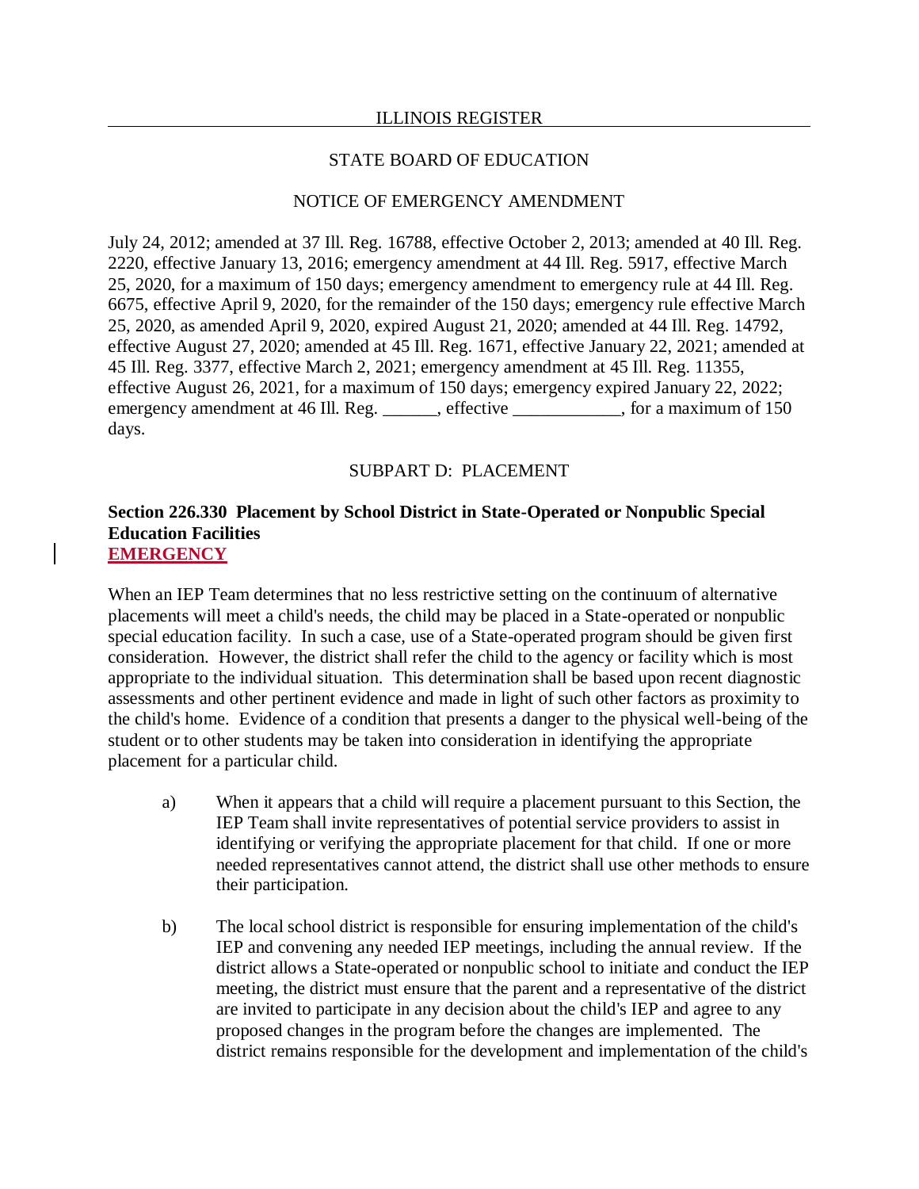July 24, 2012; amended at 37 Ill. Reg. 16788, effective October 2, 2013; amended at 40 Ill. Reg. 2220, effective January 13, 2016; emergency amendment at 44 Ill. Reg. 5917, effective March 25, 2020, for a maximum of 150 days; emergency amendment to emergency rule at 44 Ill. Reg. 6675, effective April 9, 2020, for the remainder of the 150 days; emergency rule effective March 25, 2020, as amended April 9, 2020, expired August 21, 2020; amended at 44 Ill. Reg. 14792, effective August 27, 2020; amended at 45 Ill. Reg. 1671, effective January 22, 2021; amended at 45 Ill. Reg. 3377, effective March 2, 2021; emergency amendment at 45 Ill. Reg. 11355, effective August 26, 2021, for a maximum of 150 days; emergency expired January 22, 2022; emergency amendment at 46 Ill. Reg. ______, effective ____________, for a maximum of 150 days.

SUBPART D: PLACEMENT

**Section 226.330 Placement by School District in State-Operated or Nonpublic Special Education Facilities**
**EMERGENCY**

When an IEP Team determines that no less restrictive setting on the continuum of alternative placements will meet a child's needs, the child may be placed in a State-operated or nonpublic special education facility. In such a case, use of a State-operated program should be given first consideration. However, the district shall refer the child to the agency or facility which is most appropriate to the individual situation. This determination shall be based upon recent diagnostic assessments and other pertinent evidence and made in light of such other factors as proximity to the child's home. Evidence of a condition that presents a danger to the physical well-being of the student or to other students may be taken into consideration in identifying the appropriate placement for a particular child.

a) When it appears that a child will require a placement pursuant to this Section, the IEP Team shall invite representatives of potential service providers to assist in identifying or verifying the appropriate placement for that child. If one or more needed representatives cannot attend, the district shall use other methods to ensure their participation.

b) The local school district is responsible for ensuring implementation of the child's IEP and convening any needed IEP meetings, including the annual review. If the district allows a State-operated or nonpublic school to initiate and conduct the IEP meeting, the district must ensure that the parent and a representative of the district are invited to participate in any decision about the child's IEP and agree to any proposed changes in the program before the changes are implemented. The district remains responsible for the development and implementation of the child's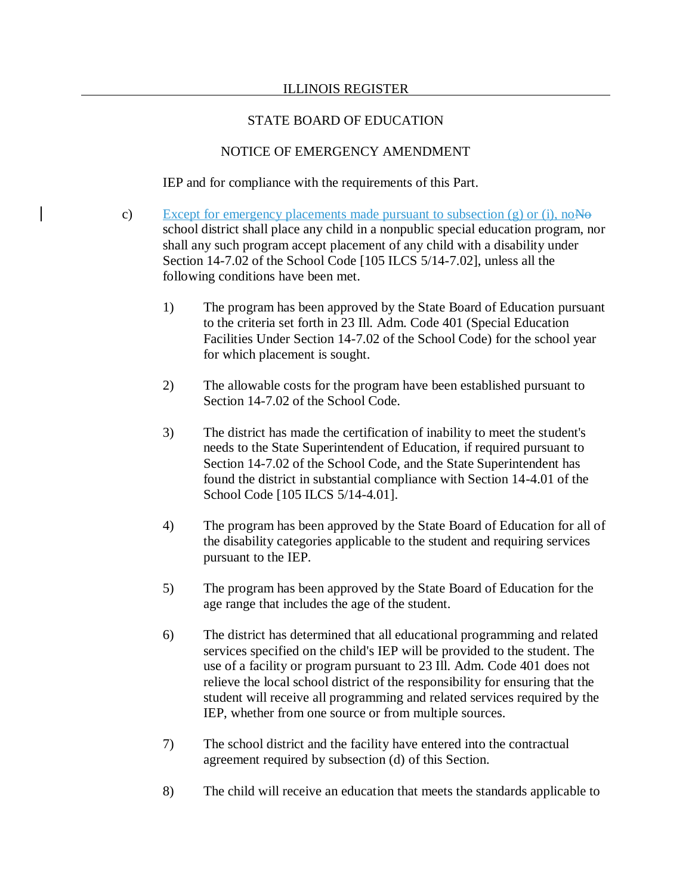IEP and for compliance with the requirements of this Part.

c) Except for emergency placements made pursuant to subsection (g) or (i), no~~No~~ school district shall place any child in a nonpublic special education program, nor shall any such program accept placement of any child with a disability under Section 14-7.02 of the School Code [105 ILCS 5/14-7.02], unless all the following conditions have been met.

1) The program has been approved by the State Board of Education pursuant to the criteria set forth in 23 Ill. Adm. Code 401 (Special Education Facilities Under Section 14-7.02 of the School Code) for the school year for which placement is sought.

2) The allowable costs for the program have been established pursuant to Section 14-7.02 of the School Code.

3) The district has made the certification of inability to meet the student's needs to the State Superintendent of Education, if required pursuant to Section 14-7.02 of the School Code, and the State Superintendent has found the district in substantial compliance with Section 14-4.01 of the School Code [105 ILCS 5/14-4.01].

4) The program has been approved by the State Board of Education for all of the disability categories applicable to the student and requiring services pursuant to the IEP.

5) The program has been approved by the State Board of Education for the age range that includes the age of the student.

6) The district has determined that all educational programming and related services specified on the child's IEP will be provided to the student. The use of a facility or program pursuant to 23 Ill. Adm. Code 401 does not relieve the local school district of the responsibility for ensuring that the student will receive all programming and related services required by the IEP, whether from one source or from multiple sources.

7) The school district and the facility have entered into the contractual agreement required by subsection (d) of this Section.

8) The child will receive an education that meets the standards applicable to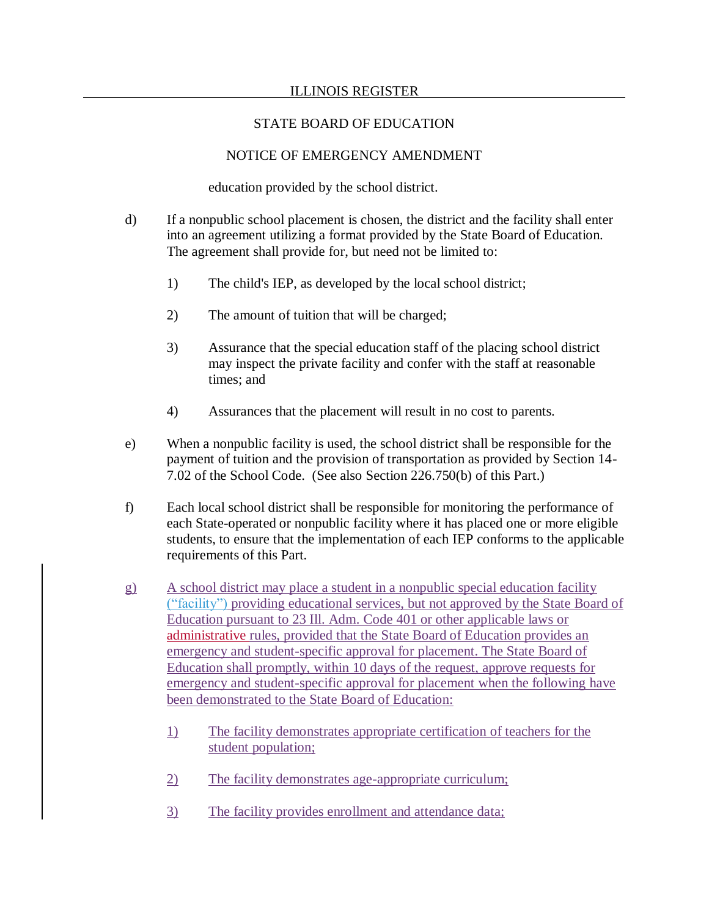education provided by the school district.

d) If a nonpublic school placement is chosen, the district and the facility shall enter into an agreement utilizing a format provided by the State Board of Education. The agreement shall provide for, but need not be limited to:

   1) The child's IEP, as developed by the local school district;

   2) The amount of tuition that will be charged;

   3) Assurance that the special education staff of the placing school district may inspect the private facility and confer with the staff at reasonable times; and

   4) Assurances that the placement will result in no cost to parents.

e) When a nonpublic facility is used, the school district shall be responsible for the payment of tuition and the provision of transportation as provided by Section 14-7.02 of the School Code. (See also Section 226.750(b) of this Part.)

f) Each local school district shall be responsible for monitoring the performance of each State-operated or nonpublic facility where it has placed one or more eligible students, to ensure that the implementation of each IEP conforms to the applicable requirements of this Part.

g) A school district may place a student in a nonpublic special education facility ("facility") providing educational services, but not approved by the State Board of Education pursuant to 23 Ill. Adm. Code 401 or other applicable laws or administrative rules, provided that the State Board of Education provides an emergency and student-specific approval for placement. The State Board of Education shall promptly, within 10 days of the request, approve requests for emergency and student-specific approval for placement when the following have been demonstrated to the State Board of Education:

   1) The facility demonstrates appropriate certification of teachers for the student population;

   2) The facility demonstrates age-appropriate curriculum;

   3) The facility provides enrollment and attendance data;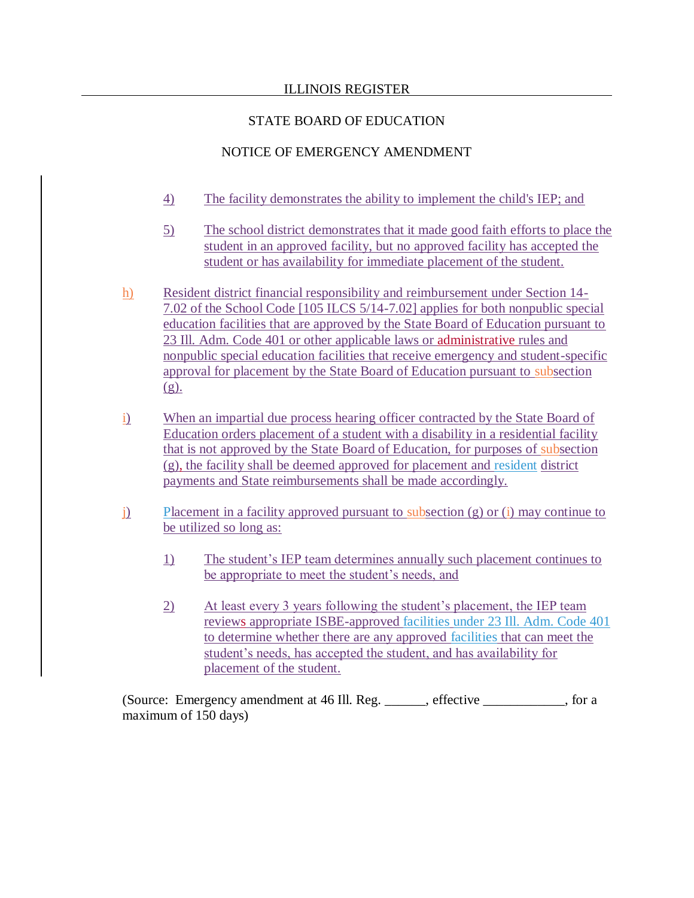4) The facility demonstrates the ability to implement the child's IEP; and

5) The school district demonstrates that it made good faith efforts to place the student in an approved facility, but no approved facility has accepted the student or has availability for immediate placement of the student.

h) Resident district financial responsibility and reimbursement under Section 14-7.02 of the School Code [105 ILCS 5/14-7.02] applies for both nonpublic special education facilities that are approved by the State Board of Education pursuant to 23 Ill. Adm. Code 401 or other applicable laws or administrative rules and nonpublic special education facilities that receive emergency and student-specific approval for placement by the State Board of Education pursuant to subsection (g).

i) When an impartial due process hearing officer contracted by the State Board of Education orders placement of a student with a disability in a residential facility that is not approved by the State Board of Education, for purposes of subsection (g), the facility shall be deemed approved for placement and resident district payments and State reimbursements shall be made accordingly.

j) Placement in a facility approved pursuant to subsection (g) or (i) may continue to be utilized so long as:

1) The student's IEP team determines annually such placement continues to be appropriate to meet the student's needs, and

2) At least every 3 years following the student's placement, the IEP team reviews appropriate ISBE-approved facilities under 23 Ill. Adm. Code 401 to determine whether there are any approved facilities that can meet the student's needs, has accepted the student, and has availability for placement of the student.

(Source: Emergency amendment at 46 Ill. Reg. ______, effective ____________, for a maximum of 150 days)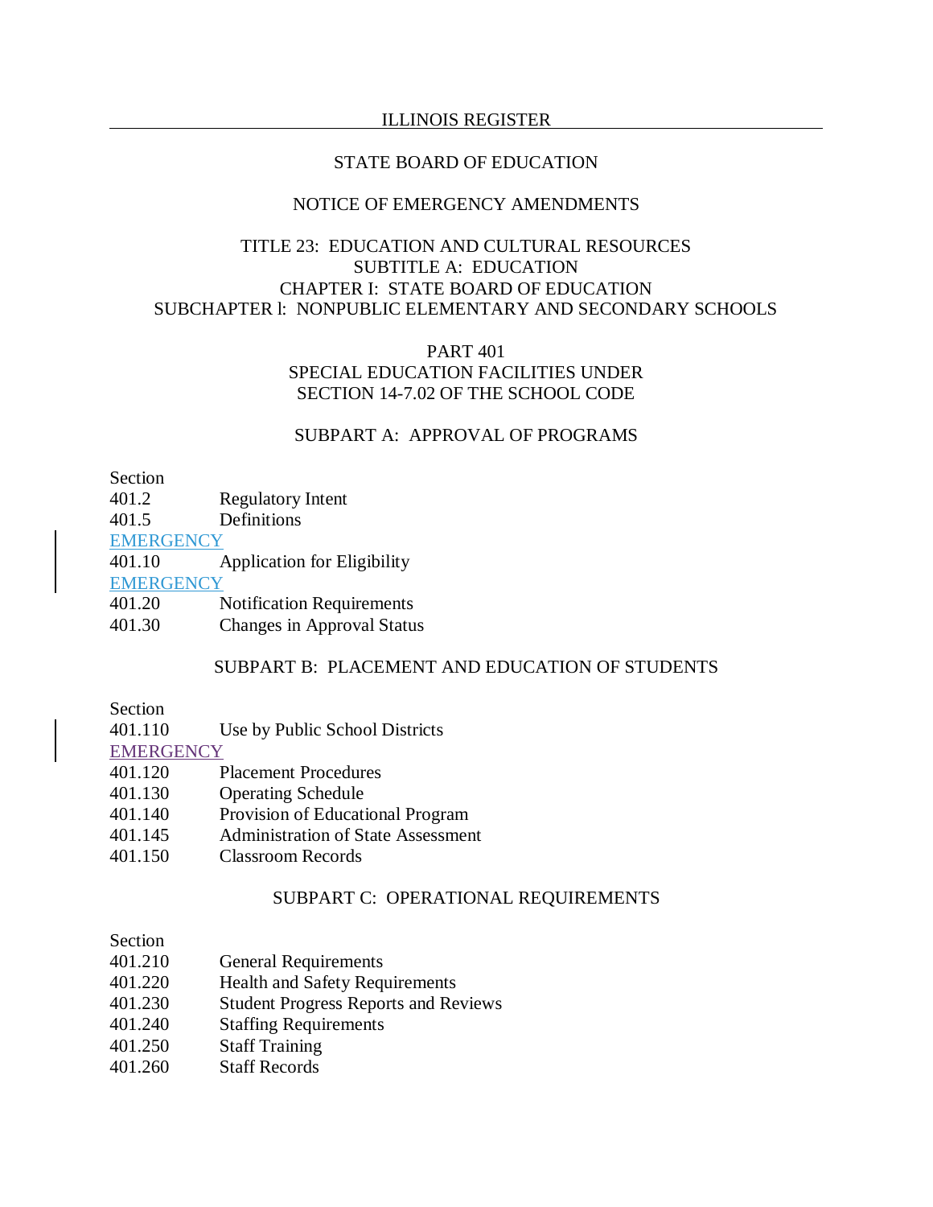STATE BOARD OF EDUCATION

NOTICE OF EMERGENCY AMENDMENTS

TITLE 23: EDUCATION AND CULTURAL RESOURCES
SUBTITLE A: EDUCATION
CHAPTER I: STATE BOARD OF EDUCATION
SUBCHAPTER l: NONPUBLIC ELEMENTARY AND SECONDARY SCHOOLS

PART 401
SPECIAL EDUCATION FACILITIES UNDER
SECTION 14-7.02 OF THE SCHOOL CODE

SUBPART A: APPROVAL OF PROGRAMS

Section
401.2 Regulatory Intent
401.5 Definitions
EMERGENCY
401.10 Application for Eligibility
EMERGENCY
401.20 Notification Requirements
401.30 Changes in Approval Status

SUBPART B: PLACEMENT AND EDUCATION OF STUDENTS

Section
401.110 Use by Public School Districts
EMERGENCY
401.120 Placement Procedures
401.130 Operating Schedule
401.140 Provision of Educational Program
401.145 Administration of State Assessment
401.150 Classroom Records

SUBPART C: OPERATIONAL REQUIREMENTS

Section
401.210 General Requirements
401.220 Health and Safety Requirements
401.230 Student Progress Reports and Reviews
401.240 Staffing Requirements
401.250 Staff Training
401.260 Staff Records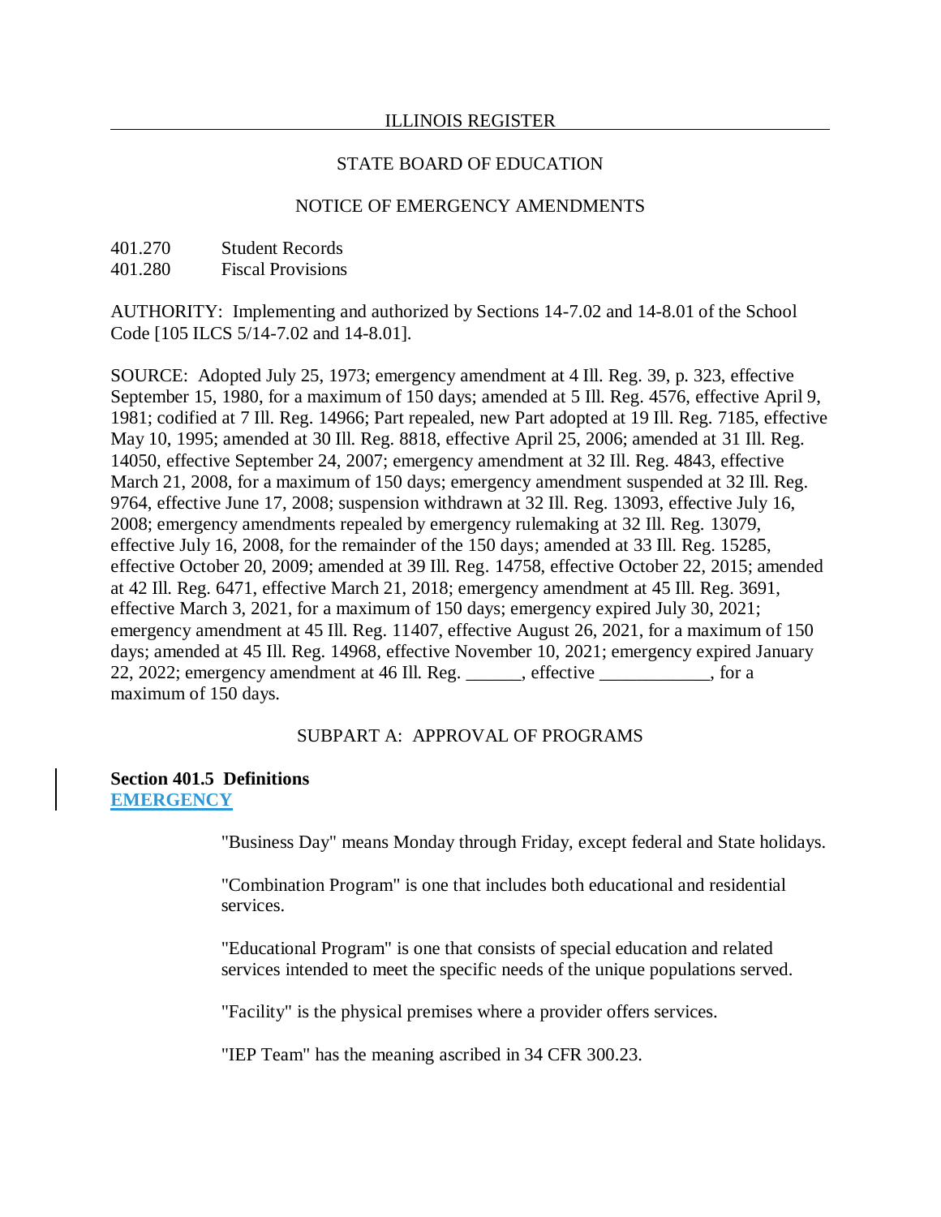STATE BOARD OF EDUCATION

NOTICE OF EMERGENCY AMENDMENTS

401.270 Student Records
401.280 Fiscal Provisions

AUTHORITY: Implementing and authorized by Sections 14-7.02 and 14-8.01 of the School Code [105 ILCS 5/14-7.02 and 14-8.01].

SOURCE: Adopted July 25, 1973; emergency amendment at 4 Ill. Reg. 39, p. 323, effective September 15, 1980, for a maximum of 150 days; amended at 5 Ill. Reg. 4576, effective April 9, 1981; codified at 7 Ill. Reg. 14966; Part repealed, new Part adopted at 19 Ill. Reg. 7185, effective May 10, 1995; amended at 30 Ill. Reg. 8818, effective April 25, 2006; amended at 31 Ill. Reg. 14050, effective September 24, 2007; emergency amendment at 32 Ill. Reg. 4843, effective March 21, 2008, for a maximum of 150 days; emergency amendment suspended at 32 Ill. Reg. 9764, effective June 17, 2008; suspension withdrawn at 32 Ill. Reg. 13093, effective July 16, 2008; emergency amendments repealed by emergency rulemaking at 32 Ill. Reg. 13079, effective July 16, 2008, for the remainder of the 150 days; amended at 33 Ill. Reg. 15285, effective October 20, 2009; amended at 39 Ill. Reg. 14758, effective October 22, 2015; amended at 42 Ill. Reg. 6471, effective March 21, 2018; emergency amendment at 45 Ill. Reg. 3691, effective March 3, 2021, for a maximum of 150 days; emergency expired July 30, 2021; emergency amendment at 45 Ill. Reg. 11407, effective August 26, 2021, for a maximum of 150 days; amended at 45 Ill. Reg. 14968, effective November 10, 2021; emergency expired January 22, 2022; emergency amendment at 46 Ill. Reg. ______, effective ____________, for a maximum of 150 days.

SUBPART A: APPROVAL OF PROGRAMS

**Section 401.5 Definitions**
**EMERGENCY**

"Business Day" means Monday through Friday, except federal and State holidays.

"Combination Program" is one that includes both educational and residential services.

"Educational Program" is one that consists of special education and related services intended to meet the specific needs of the unique populations served.

"Facility" is the physical premises where a provider offers services.

"IEP Team" has the meaning ascribed in 34 CFR 300.23.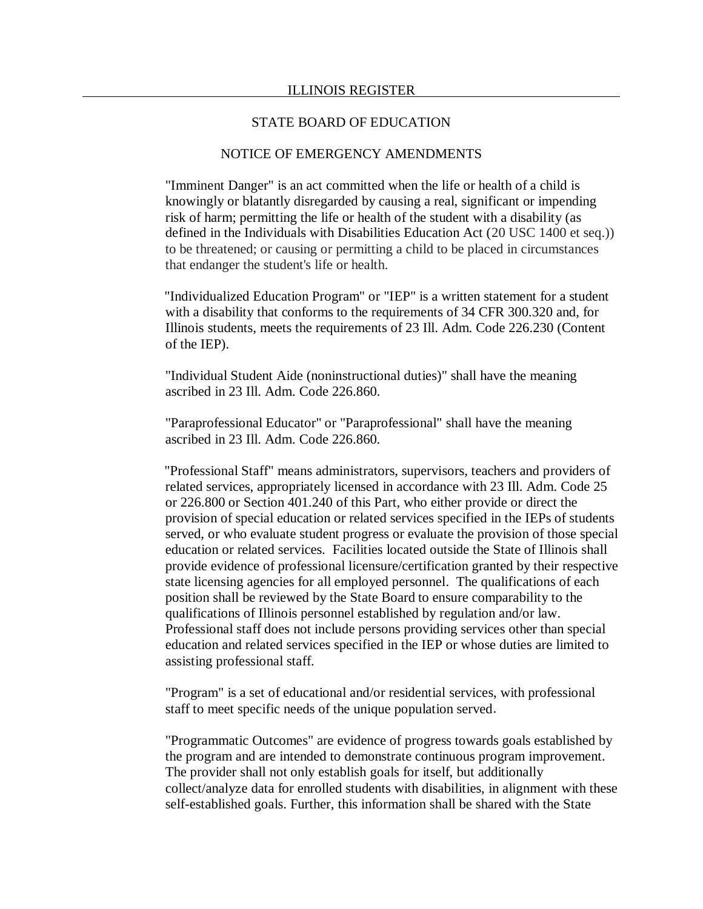"Imminent Danger" is an act committed when the life or health of a child is knowingly or blatantly disregarded by causing a real, significant or impending risk of harm; permitting the life or health of the student with a disability (as defined in the Individuals with Disabilities Education Act (20 USC 1400 et seq.)) to be threatened; or causing or permitting a child to be placed in circumstances that endanger the student's life or health.

"Individualized Education Program" or "IEP" is a written statement for a student with a disability that conforms to the requirements of 34 CFR 300.320 and, for Illinois students, meets the requirements of 23 Ill. Adm. Code 226.230 (Content of the IEP).

"Individual Student Aide (noninstructional duties)" shall have the meaning ascribed in 23 Ill. Adm. Code 226.860.

"Paraprofessional Educator" or "Paraprofessional" shall have the meaning ascribed in 23 Ill. Adm. Code 226.860.

"Professional Staff" means administrators, supervisors, teachers and providers of related services, appropriately licensed in accordance with 23 Ill. Adm. Code 25 or 226.800 or Section 401.240 of this Part, who either provide or direct the provision of special education or related services specified in the IEPs of students served, or who evaluate student progress or evaluate the provision of those special education or related services. Facilities located outside the State of Illinois shall provide evidence of professional licensure/certification granted by their respective state licensing agencies for all employed personnel. The qualifications of each position shall be reviewed by the State Board to ensure comparability to the qualifications of Illinois personnel established by regulation and/or law. Professional staff does not include persons providing services other than special education and related services specified in the IEP or whose duties are limited to assisting professional staff.

"Program" is a set of educational and/or residential services, with professional staff to meet specific needs of the unique population served.

"Programmatic Outcomes" are evidence of progress towards goals established by the program and are intended to demonstrate continuous program improvement. The provider shall not only establish goals for itself, but additionally collect/analyze data for enrolled students with disabilities, in alignment with these self-established goals. Further, this information shall be shared with the State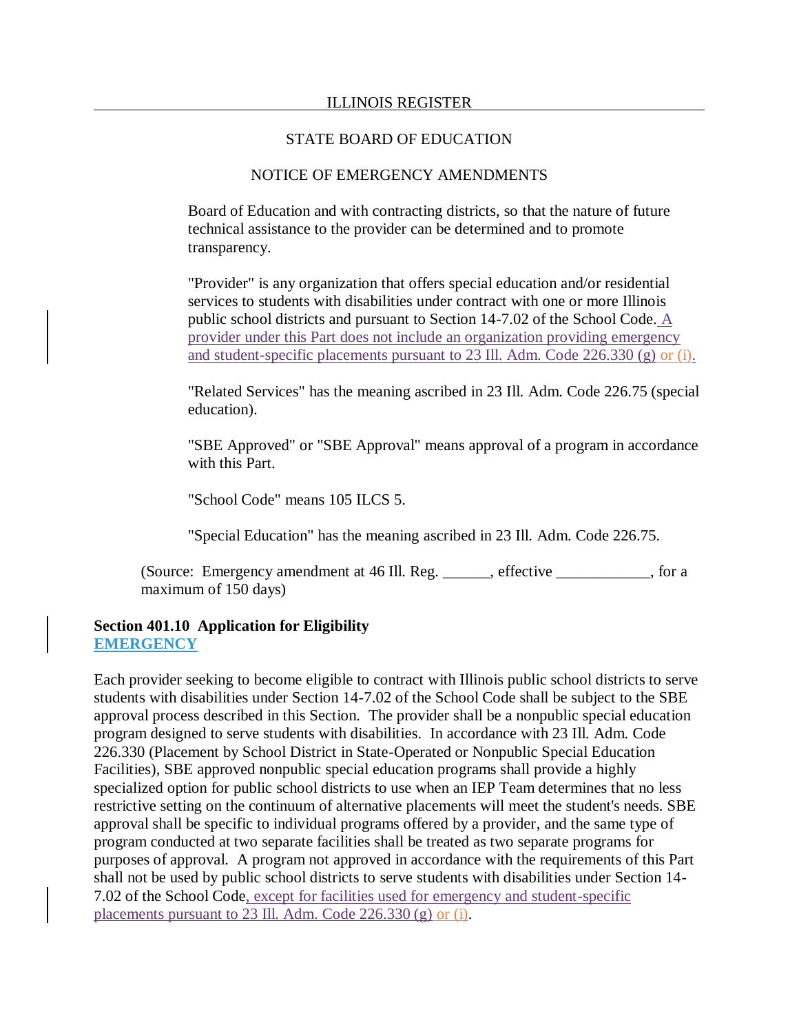Board of Education and with contracting districts, so that the nature of future technical assistance to the provider can be determined and to promote transparency.

"Provider" is any organization that offers special education and/or residential services to students with disabilities under contract with one or more Illinois public school districts and pursuant to Section 14-7.02 of the School Code. A provider under this Part does not include an organization providing emergency and student-specific placements pursuant to 23 Ill. Adm. Code 226.330 (g) or (i).

"Related Services" has the meaning ascribed in 23 Ill. Adm. Code 226.75 (special education).

"SBE Approved" or "SBE Approval" means approval of a program in accordance with this Part.

"School Code" means 105 ILCS 5.

"Special Education" has the meaning ascribed in 23 Ill. Adm. Code 226.75.

(Source: Emergency amendment at 46 Ill. Reg. ______, effective ____________, for a maximum of 150 days)

**Section 401.10 Application for Eligibility**
**EMERGENCY**

Each provider seeking to become eligible to contract with Illinois public school districts to serve students with disabilities under Section 14-7.02 of the School Code shall be subject to the SBE approval process described in this Section. The provider shall be a nonpublic special education program designed to serve students with disabilities. In accordance with 23 Ill. Adm. Code 226.330 (Placement by School District in State-Operated or Nonpublic Special Education Facilities), SBE approved nonpublic special education programs shall provide a highly specialized option for public school districts to use when an IEP Team determines that no less restrictive setting on the continuum of alternative placements will meet the student's needs. SBE approval shall be specific to individual programs offered by a provider, and the same type of program conducted at two separate facilities shall be treated as two separate programs for purposes of approval. A program not approved in accordance with the requirements of this Part shall not be used by public school districts to serve students with disabilities under Section 14-7.02 of the School Code, except for facilities used for emergency and student-specific placements pursuant to 23 Ill. Adm. Code 226.330 (g) or (i).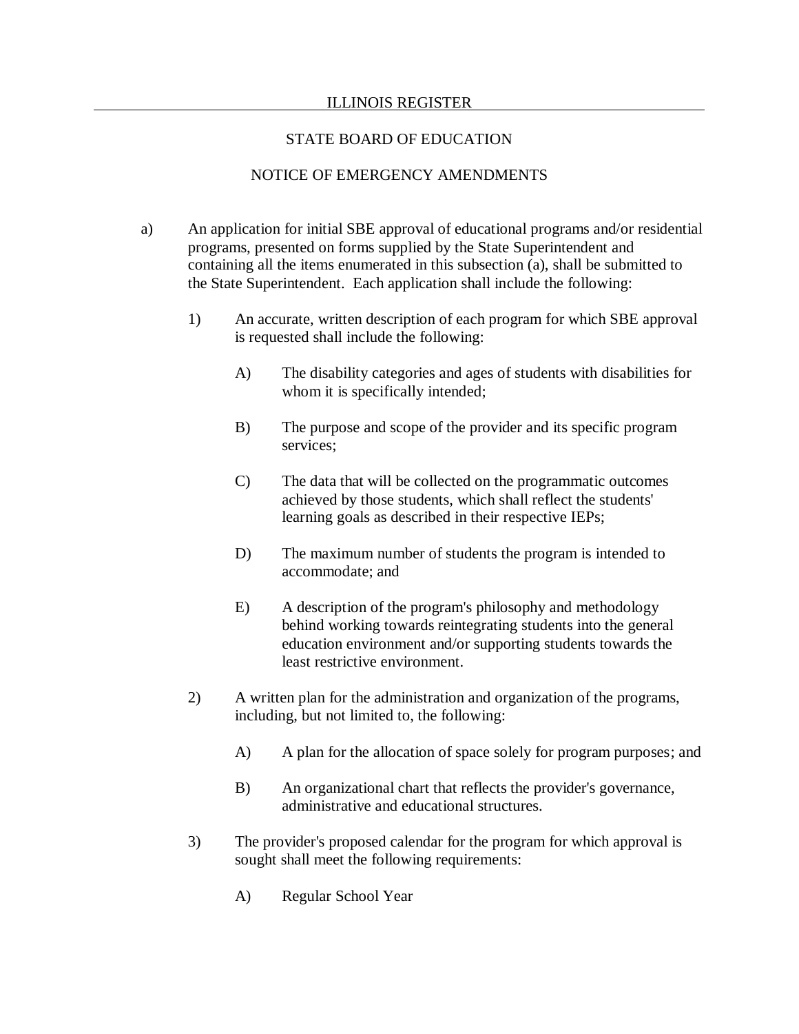a) An application for initial SBE approval of educational programs and/or residential programs, presented on forms supplied by the State Superintendent and containing all the items enumerated in this subsection (a), shall be submitted to the State Superintendent. Each application shall include the following:

1) An accurate, written description of each program for which SBE approval is requested shall include the following:

A) The disability categories and ages of students with disabilities for whom it is specifically intended;

B) The purpose and scope of the provider and its specific program services;

C) The data that will be collected on the programmatic outcomes achieved by those students, which shall reflect the students' learning goals as described in their respective IEPs;

D) The maximum number of students the program is intended to accommodate; and

E) A description of the program's philosophy and methodology behind working towards reintegrating students into the general education environment and/or supporting students towards the least restrictive environment.

2) A written plan for the administration and organization of the programs, including, but not limited to, the following:

A) A plan for the allocation of space solely for program purposes; and

B) An organizational chart that reflects the provider's governance, administrative and educational structures.

3) The provider's proposed calendar for the program for which approval is sought shall meet the following requirements:

A) Regular School Year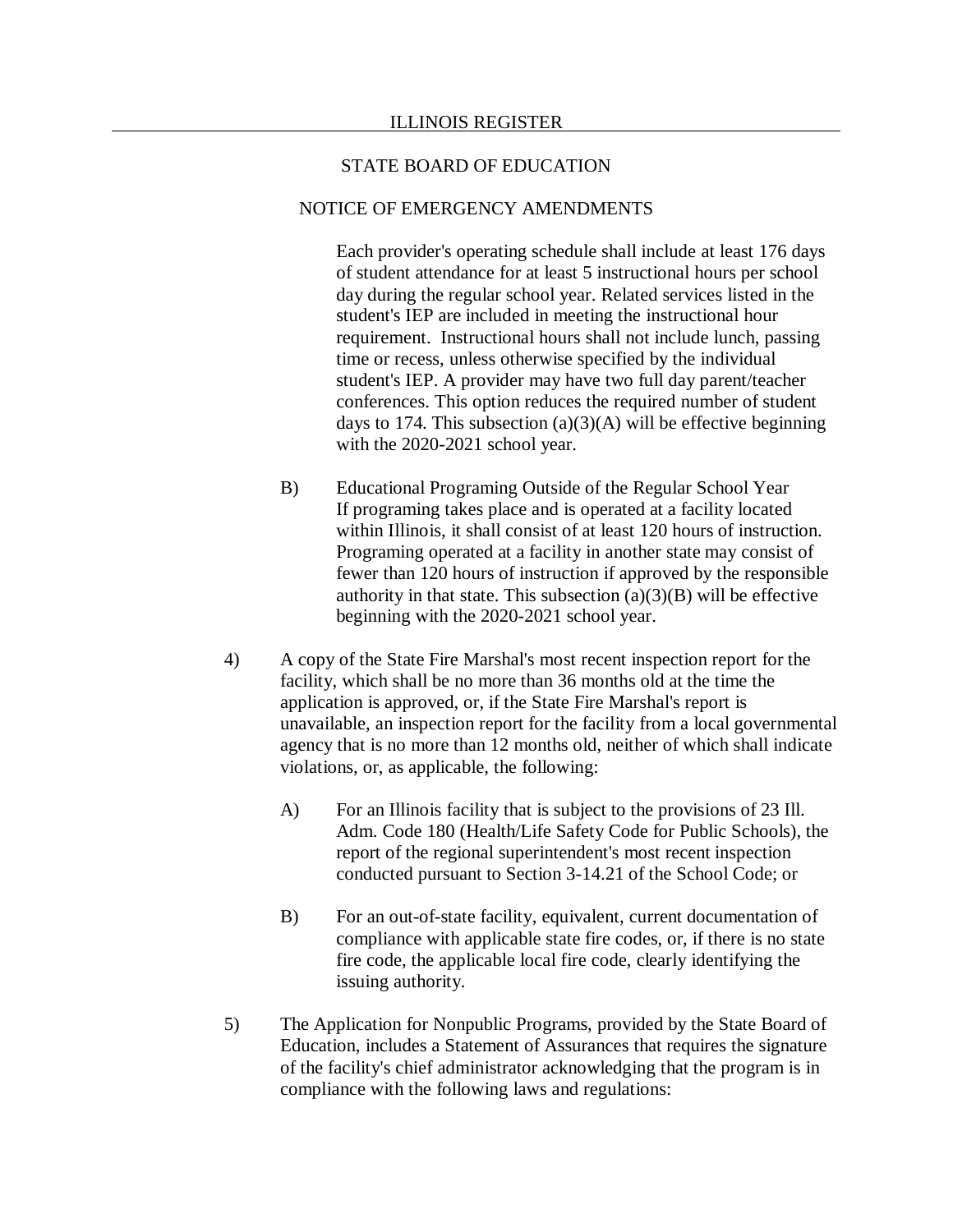Each provider's operating schedule shall include at least 176 days of student attendance for at least 5 instructional hours per school day during the regular school year. Related services listed in the student's IEP are included in meeting the instructional hour requirement. Instructional hours shall not include lunch, passing time or recess, unless otherwise specified by the individual student's IEP. A provider may have two full day parent/teacher conferences. This option reduces the required number of student days to 174. This subsection (a)(3)(A) will be effective beginning with the 2020-2021 school year.

B) Educational Programing Outside of the Regular School Year
If programing takes place and is operated at a facility located within Illinois, it shall consist of at least 120 hours of instruction. Programing operated at a facility in another state may consist of fewer than 120 hours of instruction if approved by the responsible authority in that state. This subsection (a)(3)(B) will be effective beginning with the 2020-2021 school year.

4) A copy of the State Fire Marshal's most recent inspection report for the facility, which shall be no more than 36 months old at the time the application is approved, or, if the State Fire Marshal's report is unavailable, an inspection report for the facility from a local governmental agency that is no more than 12 months old, neither of which shall indicate violations, or, as applicable, the following:

A) For an Illinois facility that is subject to the provisions of 23 Ill. Adm. Code 180 (Health/Life Safety Code for Public Schools), the report of the regional superintendent's most recent inspection conducted pursuant to Section 3-14.21 of the School Code; or

B) For an out-of-state facility, equivalent, current documentation of compliance with applicable state fire codes, or, if there is no state fire code, the applicable local fire code, clearly identifying the issuing authority.

5) The Application for Nonpublic Programs, provided by the State Board of Education, includes a Statement of Assurances that requires the signature of the facility's chief administrator acknowledging that the program is in compliance with the following laws and regulations: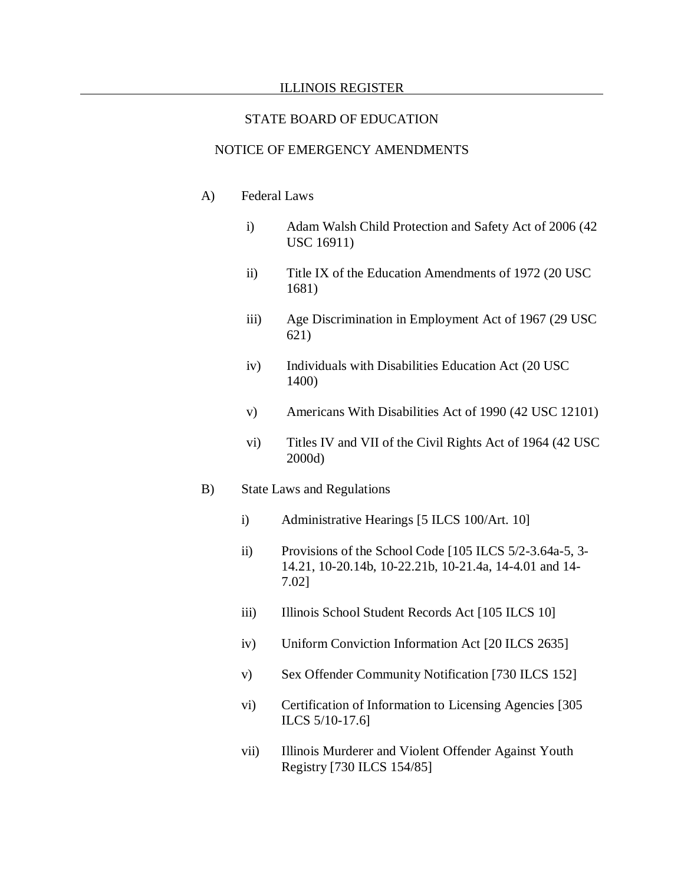STATE BOARD OF EDUCATION

NOTICE OF EMERGENCY AMENDMENTS

A) Federal Laws

   i) Adam Walsh Child Protection and Safety Act of 2006 (42 USC 16911)

   ii) Title IX of the Education Amendments of 1972 (20 USC 1681)

   iii) Age Discrimination in Employment Act of 1967 (29 USC 621)

   iv) Individuals with Disabilities Education Act (20 USC 1400)

   v) Americans With Disabilities Act of 1990 (42 USC 12101)

   vi) Titles IV and VII of the Civil Rights Act of 1964 (42 USC 2000d)

B) State Laws and Regulations

   i) Administrative Hearings [5 ILCS 100/Art. 10]

   ii) Provisions of the School Code [105 ILCS 5/2-3.64a-5, 3-14.21, 10-20.14b, 10-22.21b, 10-21.4a, 14-4.01 and 14-7.02]

   iii) Illinois School Student Records Act [105 ILCS 10]

   iv) Uniform Conviction Information Act [20 ILCS 2635]

   v) Sex Offender Community Notification [730 ILCS 152]

   vi) Certification of Information to Licensing Agencies [305 ILCS 5/10-17.6]

   vii) Illinois Murderer and Violent Offender Against Youth Registry [730 ILCS 154/85]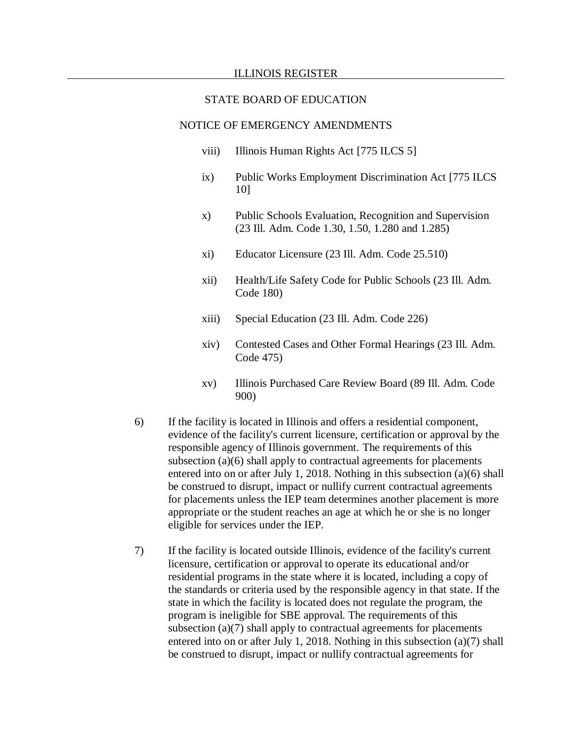viii) Illinois Human Rights Act [775 ILCS 5]

ix) Public Works Employment Discrimination Act [775 ILCS 10]

x) Public Schools Evaluation, Recognition and Supervision (23 Ill. Adm. Code 1.30, 1.50, 1.280 and 1.285)

xi) Educator Licensure (23 Ill. Adm. Code 25.510)

xii) Health/Life Safety Code for Public Schools (23 Ill. Adm. Code 180)

xiii) Special Education (23 Ill. Adm. Code 226)

xiv) Contested Cases and Other Formal Hearings (23 Ill. Adm. Code 475)

xv) Illinois Purchased Care Review Board (89 Ill. Adm. Code 900)

6) If the facility is located in Illinois and offers a residential component, evidence of the facility's current licensure, certification or approval by the responsible agency of Illinois government. The requirements of this subsection (a)(6) shall apply to contractual agreements for placements entered into on or after July 1, 2018. Nothing in this subsection (a)(6) shall be construed to disrupt, impact or nullify current contractual agreements for placements unless the IEP team determines another placement is more appropriate or the student reaches an age at which he or she is no longer eligible for services under the IEP.

7) If the facility is located outside Illinois, evidence of the facility's current licensure, certification or approval to operate its educational and/or residential programs in the state where it is located, including a copy of the standards or criteria used by the responsible agency in that state. If the state in which the facility is located does not regulate the program, the program is ineligible for SBE approval. The requirements of this subsection (a)(7) shall apply to contractual agreements for placements entered into on or after July 1, 2018. Nothing in this subsection (a)(7) shall be construed to disrupt, impact or nullify contractual agreements for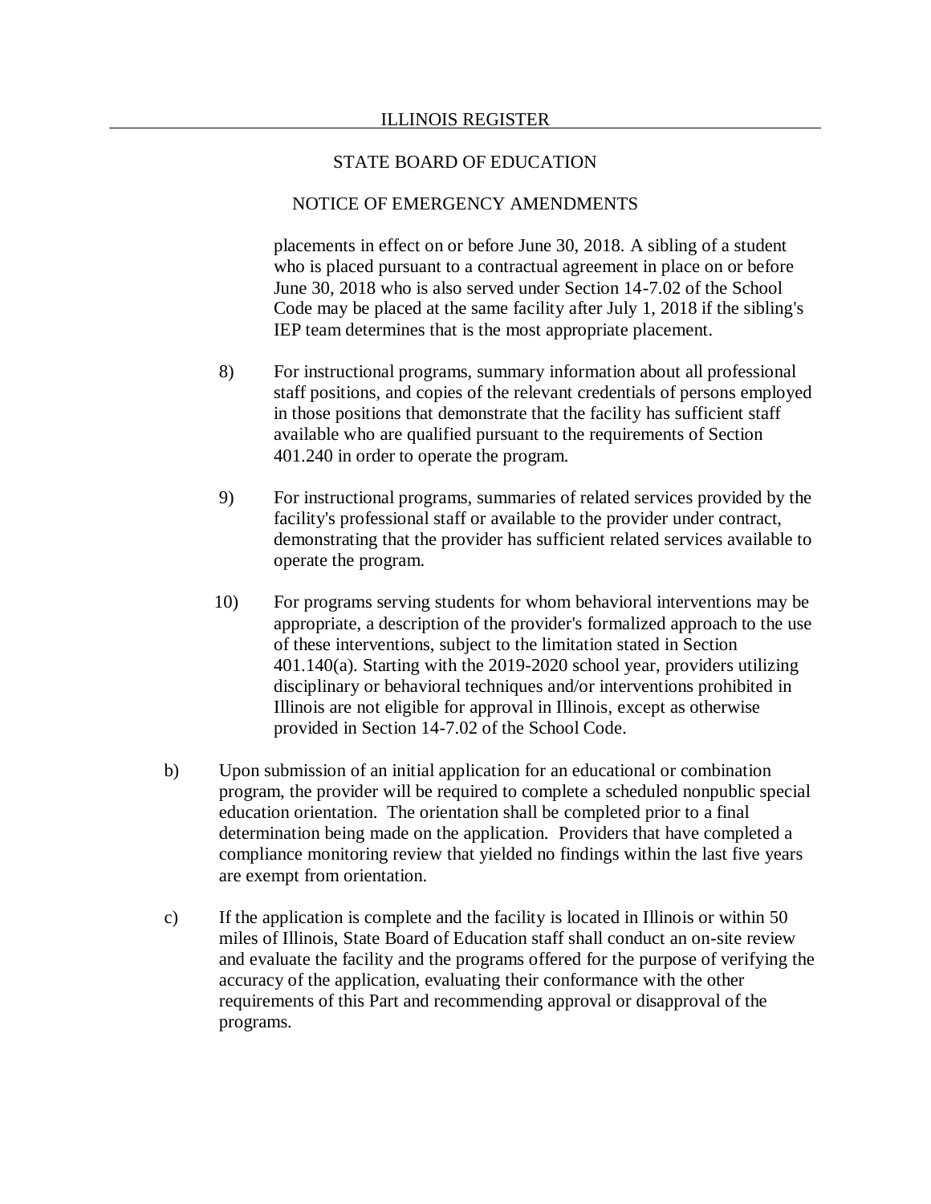placements in effect on or before June 30, 2018. A sibling of a student who is placed pursuant to a contractual agreement in place on or before June 30, 2018 who is also served under Section 14-7.02 of the School Code may be placed at the same facility after July 1, 2018 if the sibling's IEP team determines that is the most appropriate placement.

8) For instructional programs, summary information about all professional staff positions, and copies of the relevant credentials of persons employed in those positions that demonstrate that the facility has sufficient staff available who are qualified pursuant to the requirements of Section 401.240 in order to operate the program.

9) For instructional programs, summaries of related services provided by the facility's professional staff or available to the provider under contract, demonstrating that the provider has sufficient related services available to operate the program.

10) For programs serving students for whom behavioral interventions may be appropriate, a description of the provider's formalized approach to the use of these interventions, subject to the limitation stated in Section 401.140(a). Starting with the 2019-2020 school year, providers utilizing disciplinary or behavioral techniques and/or interventions prohibited in Illinois are not eligible for approval in Illinois, except as otherwise provided in Section 14-7.02 of the School Code.

b) Upon submission of an initial application for an educational or combination program, the provider will be required to complete a scheduled nonpublic special education orientation. The orientation shall be completed prior to a final determination being made on the application. Providers that have completed a compliance monitoring review that yielded no findings within the last five years are exempt from orientation.

c) If the application is complete and the facility is located in Illinois or within 50 miles of Illinois, State Board of Education staff shall conduct an on-site review and evaluate the facility and the programs offered for the purpose of verifying the accuracy of the application, evaluating their conformance with the other requirements of this Part and recommending approval or disapproval of the programs.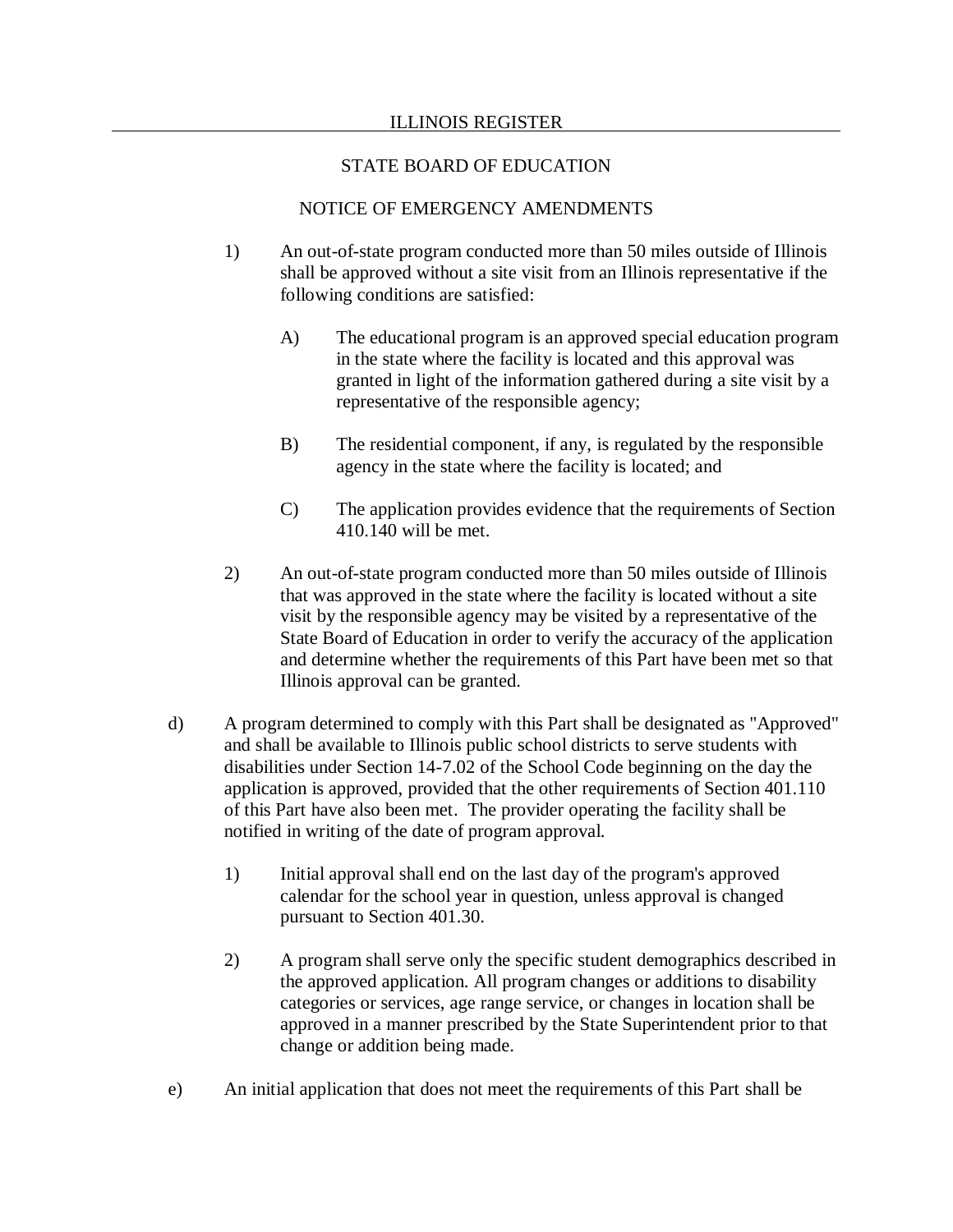1) An out-of-state program conducted more than 50 miles outside of Illinois shall be approved without a site visit from an Illinois representative if the following conditions are satisfied:

   A) The educational program is an approved special education program in the state where the facility is located and this approval was granted in light of the information gathered during a site visit by a representative of the responsible agency;

   B) The residential component, if any, is regulated by the responsible agency in the state where the facility is located; and

   C) The application provides evidence that the requirements of Section 410.140 will be met.

2) An out-of-state program conducted more than 50 miles outside of Illinois that was approved in the state where the facility is located without a site visit by the responsible agency may be visited by a representative of the State Board of Education in order to verify the accuracy of the application and determine whether the requirements of this Part have been met so that Illinois approval can be granted.

d) A program determined to comply with this Part shall be designated as "Approved" and shall be available to Illinois public school districts to serve students with disabilities under Section 14-7.02 of the School Code beginning on the day the application is approved, provided that the other requirements of Section 401.110 of this Part have also been met. The provider operating the facility shall be notified in writing of the date of program approval.

   1) Initial approval shall end on the last day of the program's approved calendar for the school year in question, unless approval is changed pursuant to Section 401.30.

   2) A program shall serve only the specific student demographics described in the approved application. All program changes or additions to disability categories or services, age range service, or changes in location shall be approved in a manner prescribed by the State Superintendent prior to that change or addition being made.

e) An initial application that does not meet the requirements of this Part shall be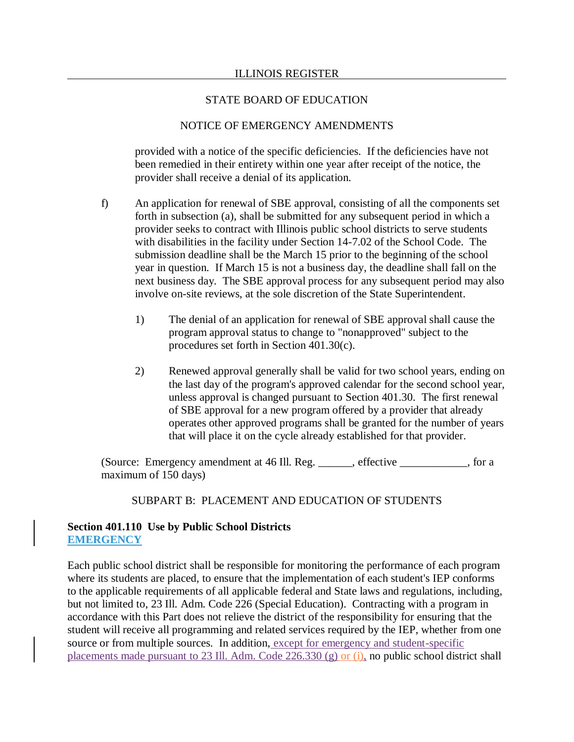provided with a notice of the specific deficiencies. If the deficiencies have not been remedied in their entirety within one year after receipt of the notice, the provider shall receive a denial of its application.

f) An application for renewal of SBE approval, consisting of all the components set forth in subsection (a), shall be submitted for any subsequent period in which a provider seeks to contract with Illinois public school districts to serve students with disabilities in the facility under Section 14-7.02 of the School Code. The submission deadline shall be the March 15 prior to the beginning of the school year in question. If March 15 is not a business day, the deadline shall fall on the next business day. The SBE approval process for any subsequent period may also involve on-site reviews, at the sole discretion of the State Superintendent.

1) The denial of an application for renewal of SBE approval shall cause the program approval status to change to "nonapproved" subject to the procedures set forth in Section 401.30(c).

2) Renewed approval generally shall be valid for two school years, ending on the last day of the program's approved calendar for the second school year, unless approval is changed pursuant to Section 401.30. The first renewal of SBE approval for a new program offered by a provider that already operates other approved programs shall be granted for the number of years that will place it on the cycle already established for that provider.

(Source: Emergency amendment at 46 Ill. Reg. ______, effective ____________, for a maximum of 150 days)

SUBPART B: PLACEMENT AND EDUCATION OF STUDENTS

**Section 401.110 Use by Public School Districts**
**EMERGENCY**

Each public school district shall be responsible for monitoring the performance of each program where its students are placed, to ensure that the implementation of each student's IEP conforms to the applicable requirements of all applicable federal and State laws and regulations, including, but not limited to, 23 Ill. Adm. Code 226 (Special Education). Contracting with a program in accordance with this Part does not relieve the district of the responsibility for ensuring that the student will receive all programming and related services required by the IEP, whether from one source or from multiple sources. In addition, except for emergency and student-specific placements made pursuant to 23 Ill. Adm. Code 226.330 (g) or (i), no public school district shall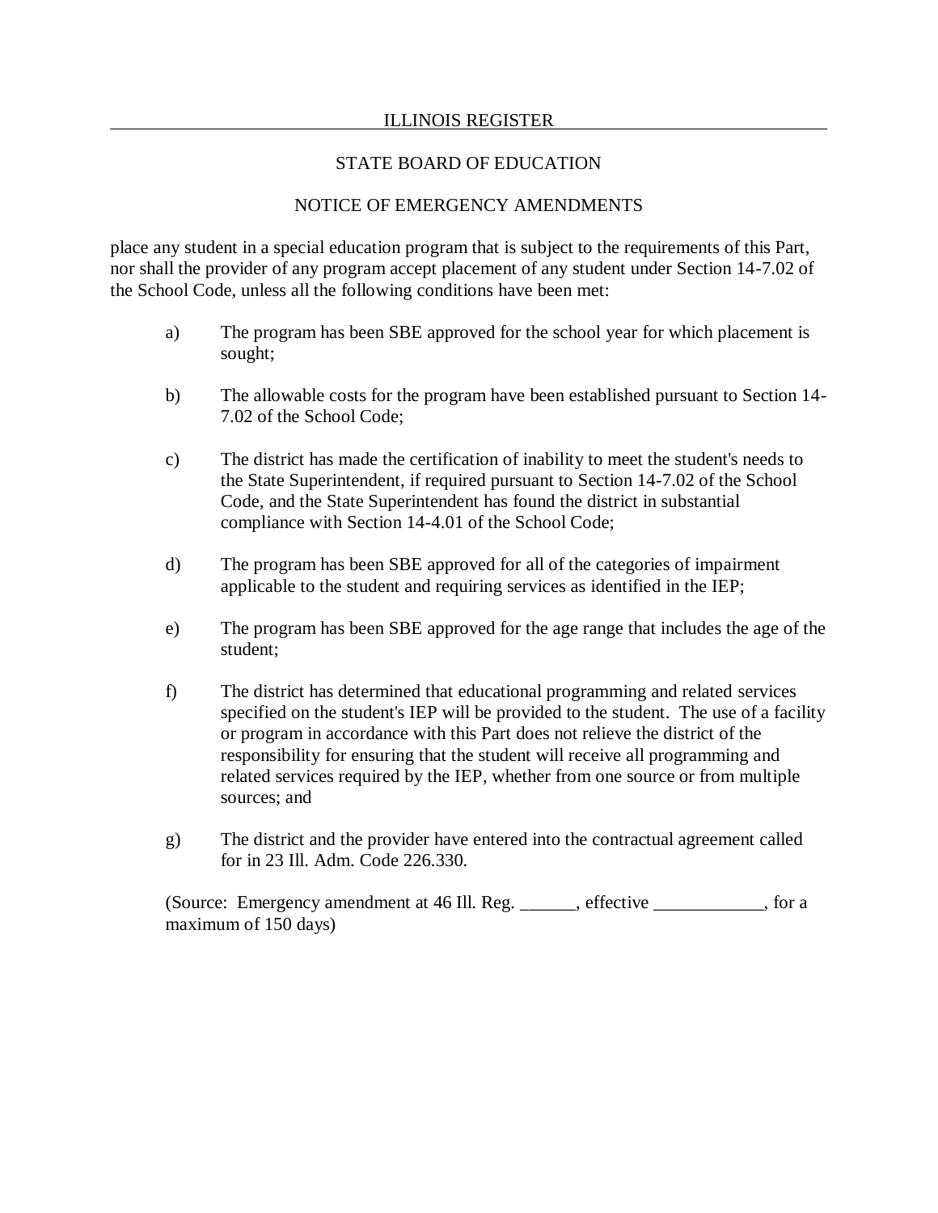place any student in a special education program that is subject to the requirements of this Part, nor shall the provider of any program accept placement of any student under Section 14-7.02 of the School Code, unless all the following conditions have been met:

a) The program has been SBE approved for the school year for which placement is sought;

b) The allowable costs for the program have been established pursuant to Section 14-7.02 of the School Code;

c) The district has made the certification of inability to meet the student's needs to the State Superintendent, if required pursuant to Section 14-7.02 of the School Code, and the State Superintendent has found the district in substantial compliance with Section 14-4.01 of the School Code;

d) The program has been SBE approved for all of the categories of impairment applicable to the student and requiring services as identified in the IEP;

e) The program has been SBE approved for the age range that includes the age of the student;

f) The district has determined that educational programming and related services specified on the student's IEP will be provided to the student. The use of a facility or program in accordance with this Part does not relieve the district of the responsibility for ensuring that the student will receive all programming and related services required by the IEP, whether from one source or from multiple sources; and

g) The district and the provider have entered into the contractual agreement called for in 23 Ill. Adm. Code 226.330.

(Source: Emergency amendment at 46 Ill. Reg. ______, effective ____________, for a maximum of 150 days)